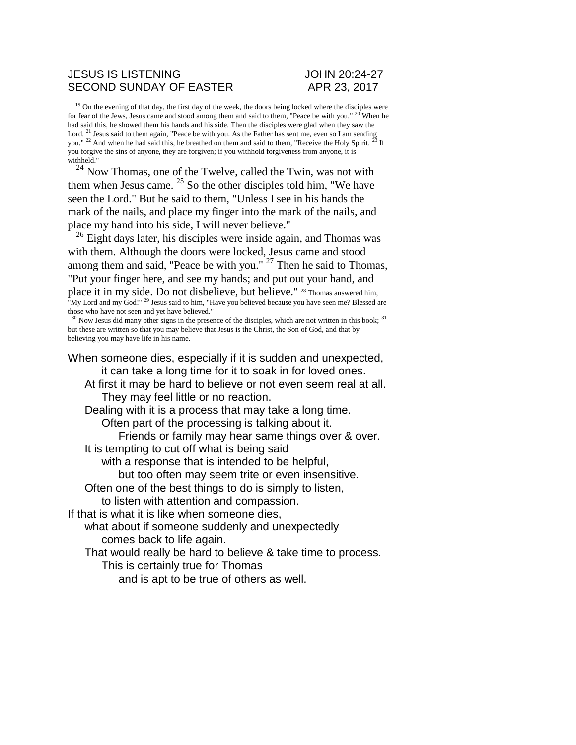JESUS IS LISTENING JOHN 20:24-27
SECOND SUNDAY OF EASTER APR 23, 2017

[19] On the evening of that day, the first day of the week, the doors being locked where the disciples were for fear of the Jews, Jesus came and stood among them and said to them, "Peace be with you." [20] When he had said this, he showed them his hands and his side. Then the disciples were glad when they saw the Lord. [21] Jesus said to them again, "Peace be with you. As the Father has sent me, even so I am sending you." [22] And when he had said this, he breathed on them and said to them, "Receive the Holy Spirit. [23] If you forgive the sins of anyone, they are forgiven; if you withhold forgiveness from anyone, it is withheld."

[24] Now Thomas, one of the Twelve, called the Twin, was not with them when Jesus came. [25] So the other disciples told him, "We have seen the Lord." But he said to them, "Unless I see in his hands the mark of the nails, and place my finger into the mark of the nails, and place my hand into his side, I will never believe."

[26] Eight days later, his disciples were inside again, and Thomas was with them. Although the doors were locked, Jesus came and stood among them and said, "Peace be with you." [27] Then he said to Thomas, "Put your finger here, and see my hands; and put out your hand, and place it in my side. Do not disbelieve, but believe." [28] Thomas answered him, "My Lord and my God!" [29] Jesus said to him, "Have you believed because you have seen me? Blessed are those who have not seen and yet have believed."

[30] Now Jesus did many other signs in the presence of the disciples, which are not written in this book; [31] but these are written so that you may believe that Jesus is the Christ, the Son of God, and that by believing you may have life in his name.

When someone dies, especially if it is sudden and unexpected,
it can take a long time for it to soak in for loved ones.
At first it may be hard to believe or not even seem real at all.
They may feel little or no reaction.
Dealing with it is a process that may take a long time.
Often part of the processing is talking about it.
Friends or family may hear same things over & over.
It is tempting to cut off what is being said
with a response that is intended to be helpful,
but too often may seem trite or even insensitive.
Often one of the best things to do is simply to listen,
to listen with attention and compassion.
If that is what it is like when someone dies,
what about if someone suddenly and unexpectedly
comes back to life again.
That would really be hard to believe & take time to process.
This is certainly true for Thomas
and is apt to be true of others as well.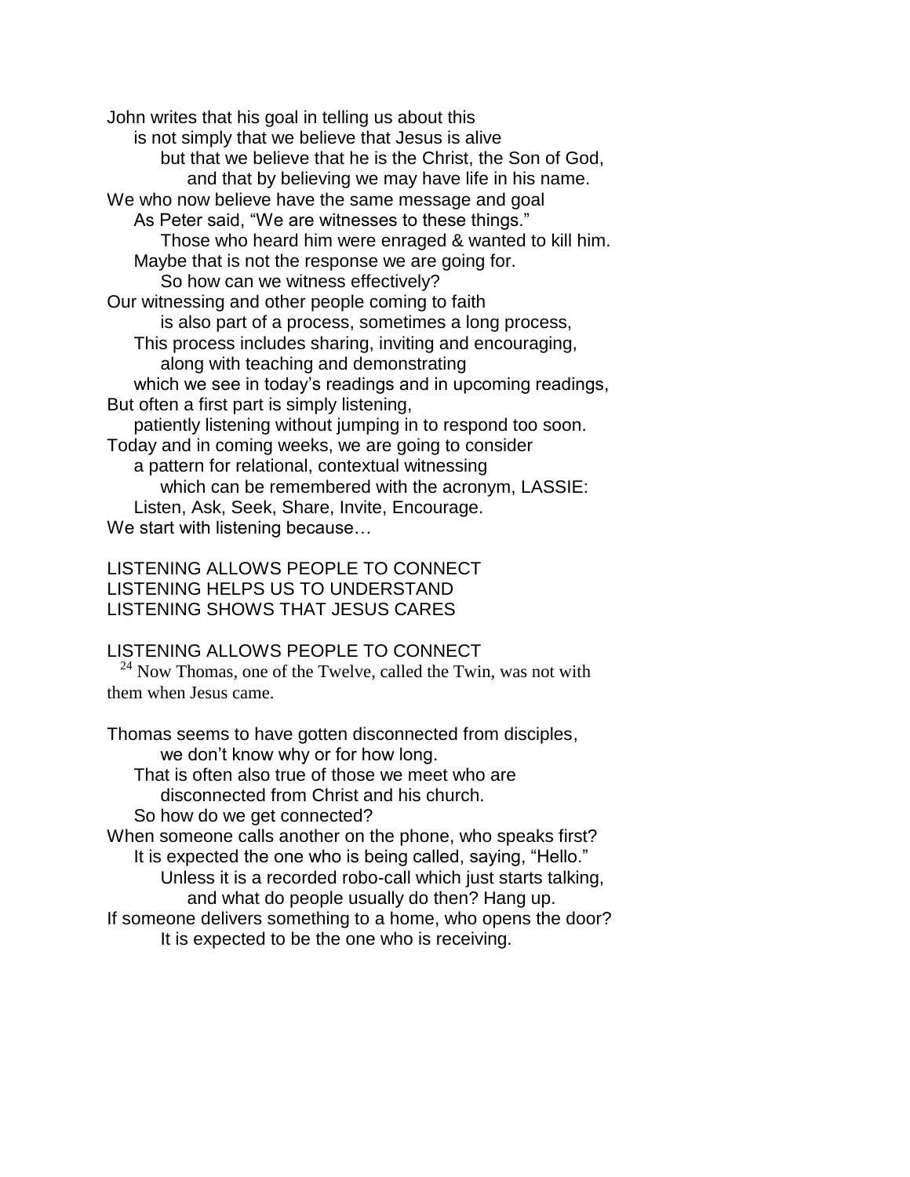John writes that his goal in telling us about this
is not simply that we believe that Jesus is alive
but that we believe that he is the Christ, the Son of God,
and that by believing we may have life in his name.
We who now believe have the same message and goal
As Peter said, "We are witnesses to these things."
Those who heard him were enraged & wanted to kill him.
Maybe that is not the response we are going for.
So how can we witness effectively?
Our witnessing and other people coming to faith
is also part of a process, sometimes a long process,
This process includes sharing, inviting and encouraging,
along with teaching and demonstrating
which we see in today's readings and in upcoming readings,
But often a first part is simply listening,
patiently listening without jumping in to respond too soon.
Today and in coming weeks, we are going to consider
a pattern for relational, contextual witnessing
which can be remembered with the acronym, LASSIE:
Listen, Ask, Seek, Share, Invite, Encourage.
We start with listening because…

LISTENING ALLOWS PEOPLE TO CONNECT
LISTENING HELPS US TO UNDERSTAND
LISTENING SHOWS THAT JESUS CARES

LISTENING ALLOWS PEOPLE TO CONNECT

[24] Now Thomas, one of the Twelve, called the Twin, was not with them when Jesus came.

Thomas seems to have gotten disconnected from disciples,
we don't know why or for how long.
That is often also true of those we meet who are
disconnected from Christ and his church.
So how do we get connected?
When someone calls another on the phone, who speaks first?
It is expected the one who is being called, saying, "Hello."
Unless it is a recorded robo-call which just starts talking,
and what do people usually do then? Hang up.
If someone delivers something to a home, who opens the door?
It is expected to be the one who is receiving.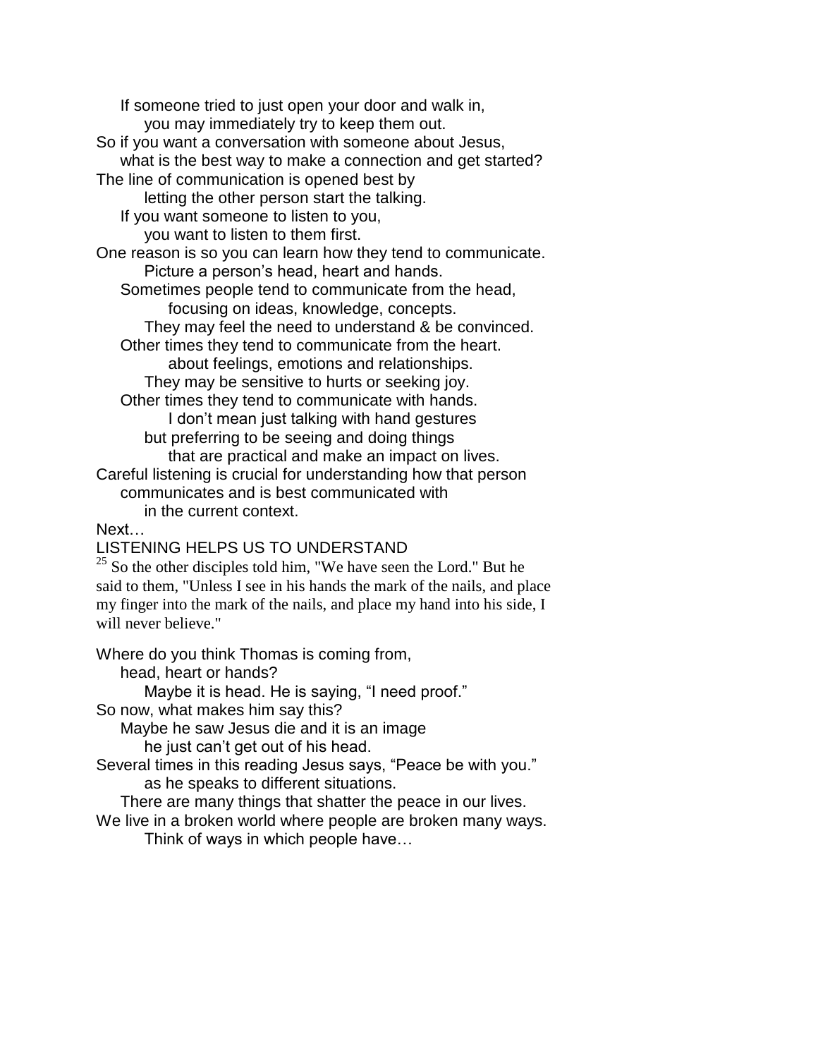If someone tried to just open your door and walk in,
you may immediately try to keep them out.
So if you want a conversation with someone about Jesus,
what is the best way to make a connection and get started?
The line of communication is opened best by
letting the other person start the talking.
If you want someone to listen to you,
you want to listen to them first.
One reason is so you can learn how they tend to communicate.
Picture a person's head, heart and hands.
Sometimes people tend to communicate from the head,
focusing on ideas, knowledge, concepts.
They may feel the need to understand & be convinced.
Other times they tend to communicate from the heart.
about feelings, emotions and relationships.
They may be sensitive to hurts or seeking joy.
Other times they tend to communicate with hands.
I don't mean just talking with hand gestures
but preferring to be seeing and doing things
that are practical and make an impact on lives.
Careful listening is crucial for understanding how that person
communicates and is best communicated with
in the current context.
Next…

LISTENING HELPS US TO UNDERSTAND

[25] So the other disciples told him, "We have seen the Lord." But he said to them, "Unless I see in his hands the mark of the nails, and place my finger into the mark of the nails, and place my hand into his side, I will never believe."

Where do you think Thomas is coming from,
head, heart or hands?
Maybe it is head. He is saying, "I need proof."
So now, what makes him say this?
Maybe he saw Jesus die and it is an image
he just can't get out of his head.
Several times in this reading Jesus says, "Peace be with you."
as he speaks to different situations.
There are many things that shatter the peace in our lives.
We live in a broken world where people are broken many ways.
Think of ways in which people have…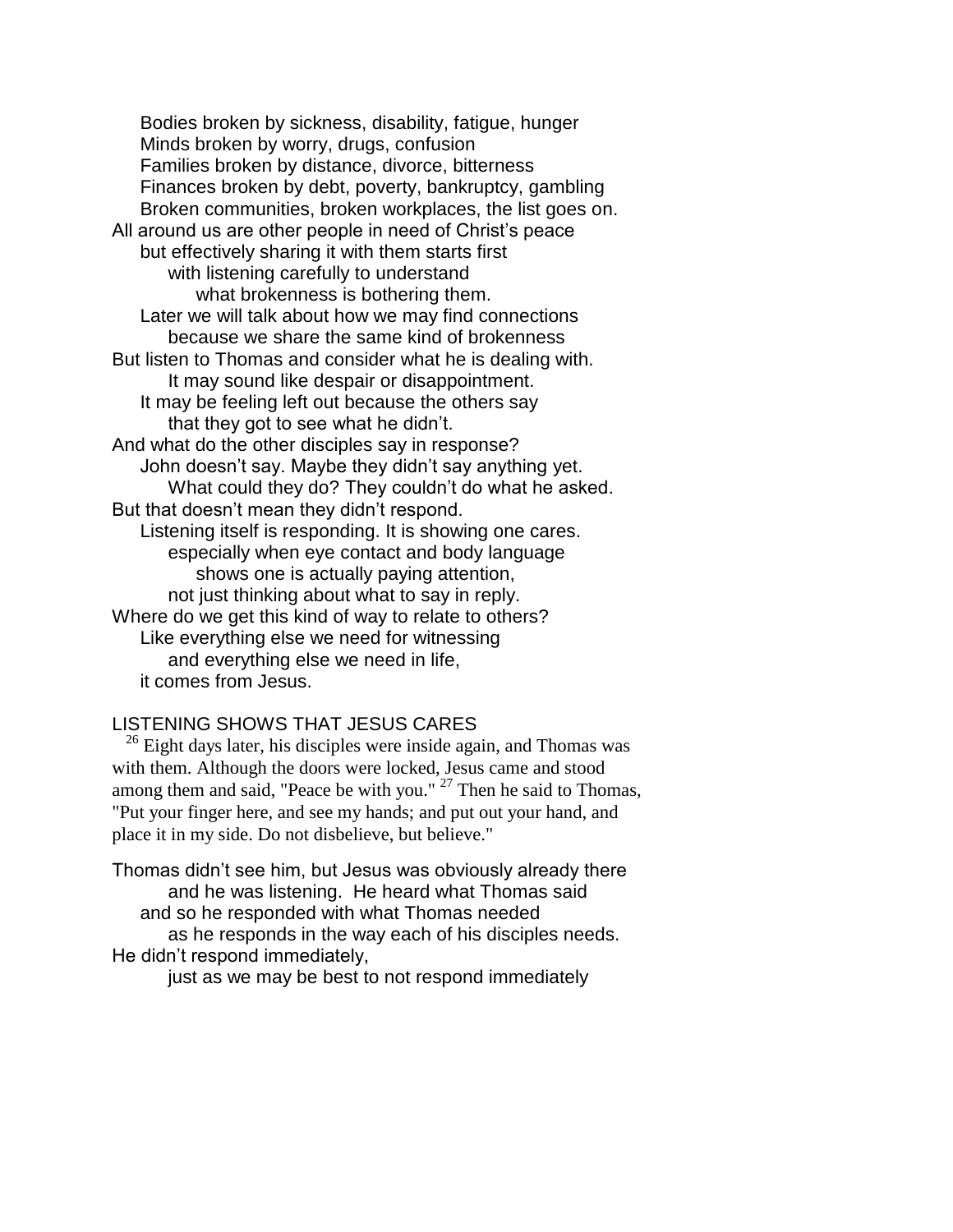Bodies broken by sickness, disability, fatigue, hunger
Minds broken by worry, drugs, confusion
Families broken by distance, divorce, bitterness
Finances broken by debt, poverty, bankruptcy, gambling
Broken communities, broken workplaces, the list goes on.

All around us are other people in need of Christ's peace
but effectively sharing it with them starts first
with listening carefully to understand
what brokenness is bothering them.
Later we will talk about how we may find connections
because we share the same kind of brokenness

But listen to Thomas and consider what he is dealing with.
It may sound like despair or disappointment.
It may be feeling left out because the others say
that they got to see what he didn't.

And what do the other disciples say in response?
John doesn't say. Maybe they didn't say anything yet.
What could they do? They couldn't do what he asked.

But that doesn't mean they didn't respond.
Listening itself is responding. It is showing one cares.
especially when eye contact and body language
shows one is actually paying attention,
not just thinking about what to say in reply.

Where do we get this kind of way to relate to others?
Like everything else we need for witnessing
and everything else we need in life,
it comes from Jesus.

## LISTENING SHOWS THAT JESUS CARES

[26] Eight days later, his disciples were inside again, and Thomas was with them. Although the doors were locked, Jesus came and stood among them and said, "Peace be with you." [27] Then he said to Thomas, "Put your finger here, and see my hands; and put out your hand, and place it in my side. Do not disbelieve, but believe."

Thomas didn't see him, but Jesus was obviously already there
and he was listening. He heard what Thomas said
and so he responded with what Thomas needed
as he responds in the way each of his disciples needs.

He didn't respond immediately,
just as we may be best to not respond immediately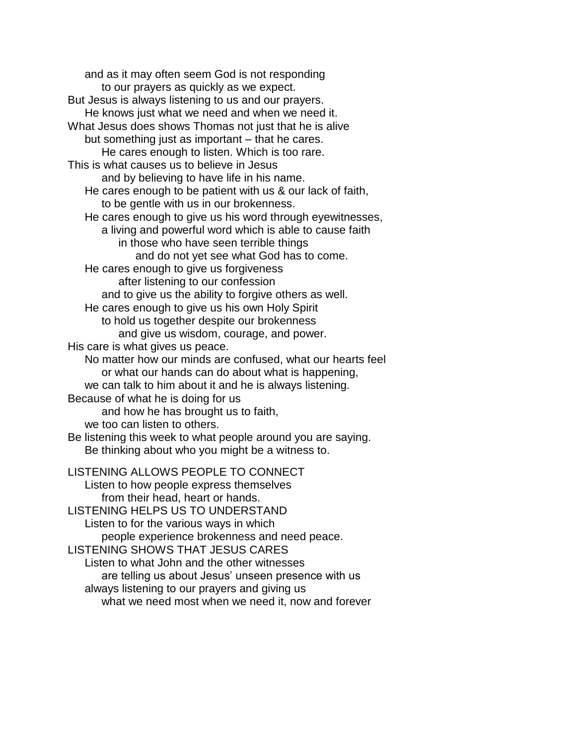and as it may often seem God is not responding
to our prayers as quickly as we expect.
But Jesus is always listening to us and our prayers.
He knows just what we need and when we need it.
What Jesus does shows Thomas not just that he is alive
but something just as important – that he cares.
He cares enough to listen. Which is too rare.
This is what causes us to believe in Jesus
and by believing to have life in his name.
He cares enough to be patient with us & our lack of faith,
to be gentle with us in our brokenness.
He cares enough to give us his word through eyewitnesses,
a living and powerful word which is able to cause faith
in those who have seen terrible things
and do not yet see what God has to come.
He cares enough to give us forgiveness
after listening to our confession
and to give us the ability to forgive others as well.
He cares enough to give us his own Holy Spirit
to hold us together despite our brokenness
and give us wisdom, courage, and power.
His care is what gives us peace.
No matter how our minds are confused, what our hearts feel
or what our hands can do about what is happening,
we can talk to him about it and he is always listening.
Because of what he is doing for us
and how he has brought us to faith,
we too can listen to others.
Be listening this week to what people around you are saying.
Be thinking about who you might be a witness to.

LISTENING ALLOWS PEOPLE TO CONNECT
Listen to how people express themselves
from their head, heart or hands.
LISTENING HELPS US TO UNDERSTAND
Listen to for the various ways in which
people experience brokenness and need peace.
LISTENING SHOWS THAT JESUS CARES
Listen to what John and the other witnesses
are telling us about Jesus' unseen presence with us
always listening to our prayers and giving us
what we need most when we need it, now and forever